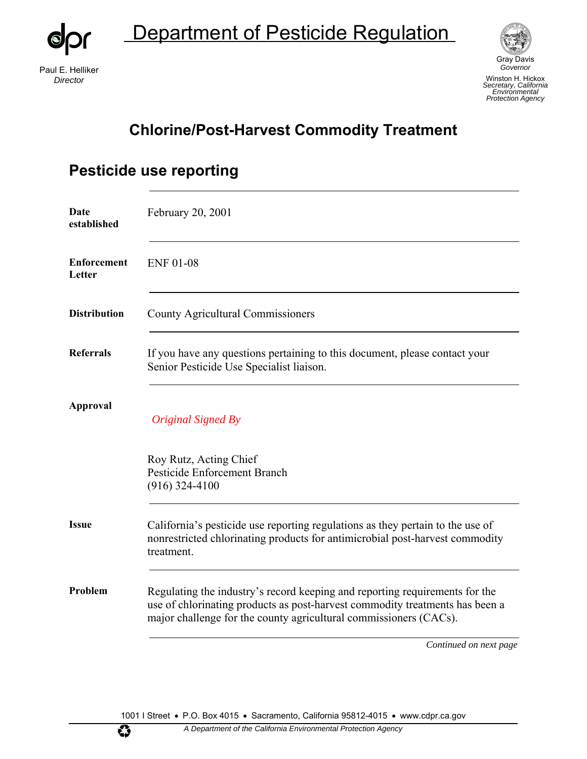Paul E. Helliker
*Director*

# Department of Pesticide Regulation

Gray Davis
*Governor*

Winston H. Hickox
*Secretary, California Environmental Protection Agency*

## Chlorine/Post-Harvest Commodity Treatment

## Pesticide use reporting

**Date established**

February 20, 2001

**Enforcement Letter**

ENF 01-08

**Distribution**

County Agricultural Commissioners

**Referrals**

If you have any questions pertaining to this document, please contact your Senior Pesticide Use Specialist liaison.

**Approval**

*Original Signed By*

Roy Rutz, Acting Chief
Pesticide Enforcement Branch
(916) 324-4100

**Issue**

California's pesticide use reporting regulations as they pertain to the use of nonrestricted chlorinating products for antimicrobial post-harvest commodity treatment.

**Problem**

Regulating the industry's record keeping and reporting requirements for the use of chlorinating products as post-harvest commodity treatments has been a major challenge for the county agricultural commissioners (CACs).

*Continued on next page*

1001 I Street • P.O. Box 4015 • Sacramento, California 95812-4015 • www.cdpr.ca.gov

*A Department of the California Environmental Protection Agency*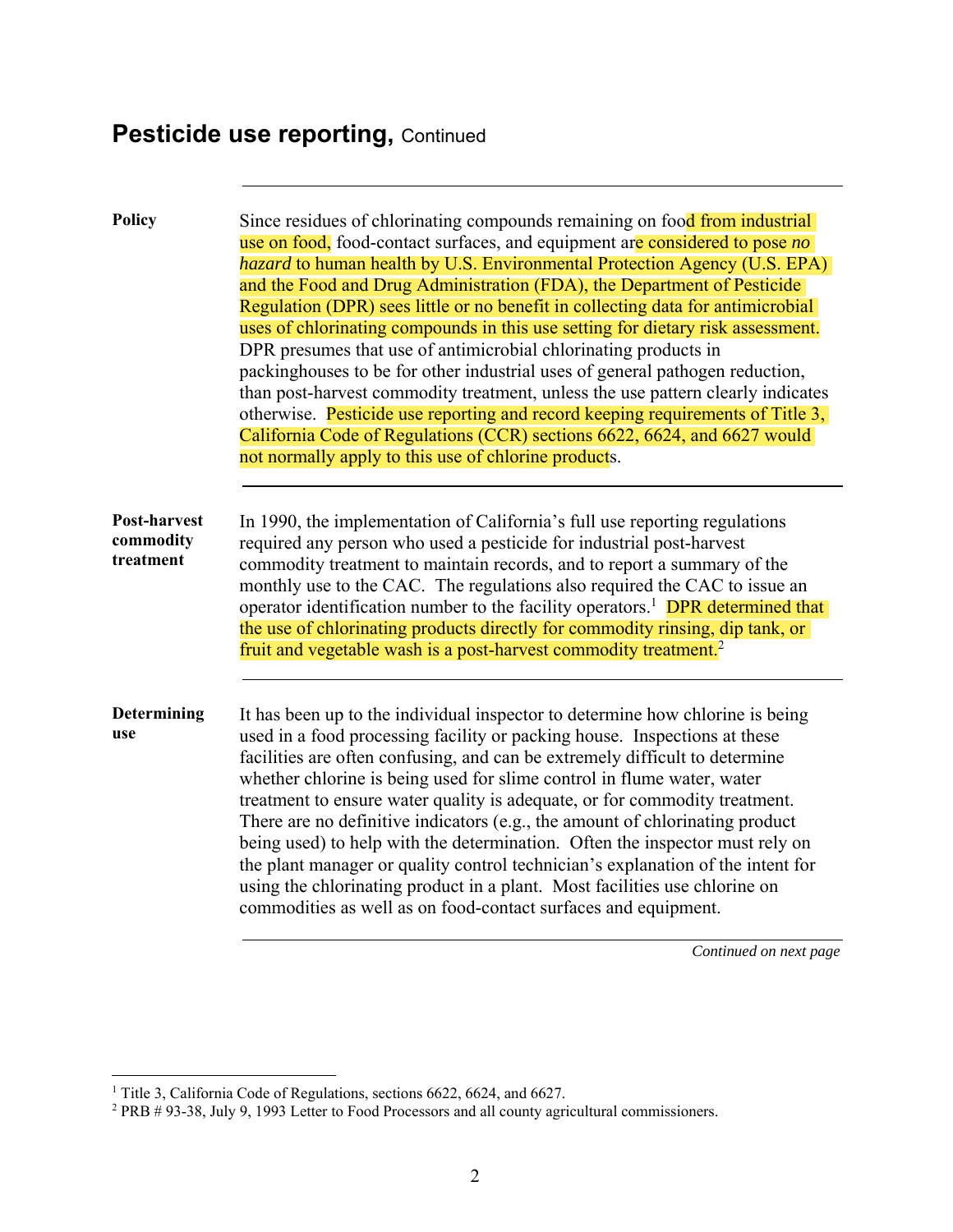## Pesticide use reporting, Continued

**Policy**

Since residues of chlorinating compounds remaining on food from industrial use on food, food-contact surfaces, and equipment are considered to pose *no hazard* to human health by U.S. Environmental Protection Agency (U.S. EPA) and the Food and Drug Administration (FDA), the Department of Pesticide Regulation (DPR) sees little or no benefit in collecting data for antimicrobial uses of chlorinating compounds in this use setting for dietary risk assessment. DPR presumes that use of antimicrobial chlorinating products in packinghouses to be for other industrial uses of general pathogen reduction, than post-harvest commodity treatment, unless the use pattern clearly indicates otherwise. Pesticide use reporting and record keeping requirements of Title 3, California Code of Regulations (CCR) sections 6622, 6624, and 6627 would not normally apply to this use of chlorine products.

**Post-harvest commodity treatment**

In 1990, the implementation of California's full use reporting regulations required any person who used a pesticide for industrial post-harvest commodity treatment to maintain records, and to report a summary of the monthly use to the CAC. The regulations also required the CAC to issue an operator identification number to the facility operators.[1] DPR determined that the use of chlorinating products directly for commodity rinsing, dip tank, or fruit and vegetable wash is a post-harvest commodity treatment.[2]

**Determining use**

It has been up to the individual inspector to determine how chlorine is being used in a food processing facility or packing house. Inspections at these facilities are often confusing, and can be extremely difficult to determine whether chlorine is being used for slime control in flume water, water treatment to ensure water quality is adequate, or for commodity treatment. There are no definitive indicators (e.g., the amount of chlorinating product being used) to help with the determination. Often the inspector must rely on the plant manager or quality control technician's explanation of the intent for using the chlorinating product in a plant. Most facilities use chlorine on commodities as well as on food-contact surfaces and equipment.

*Continued on next page*

[1] Title 3, California Code of Regulations, sections 6622, 6624, and 6627.

[2] PRB # 93-38, July 9, 1993 Letter to Food Processors and all county agricultural commissioners.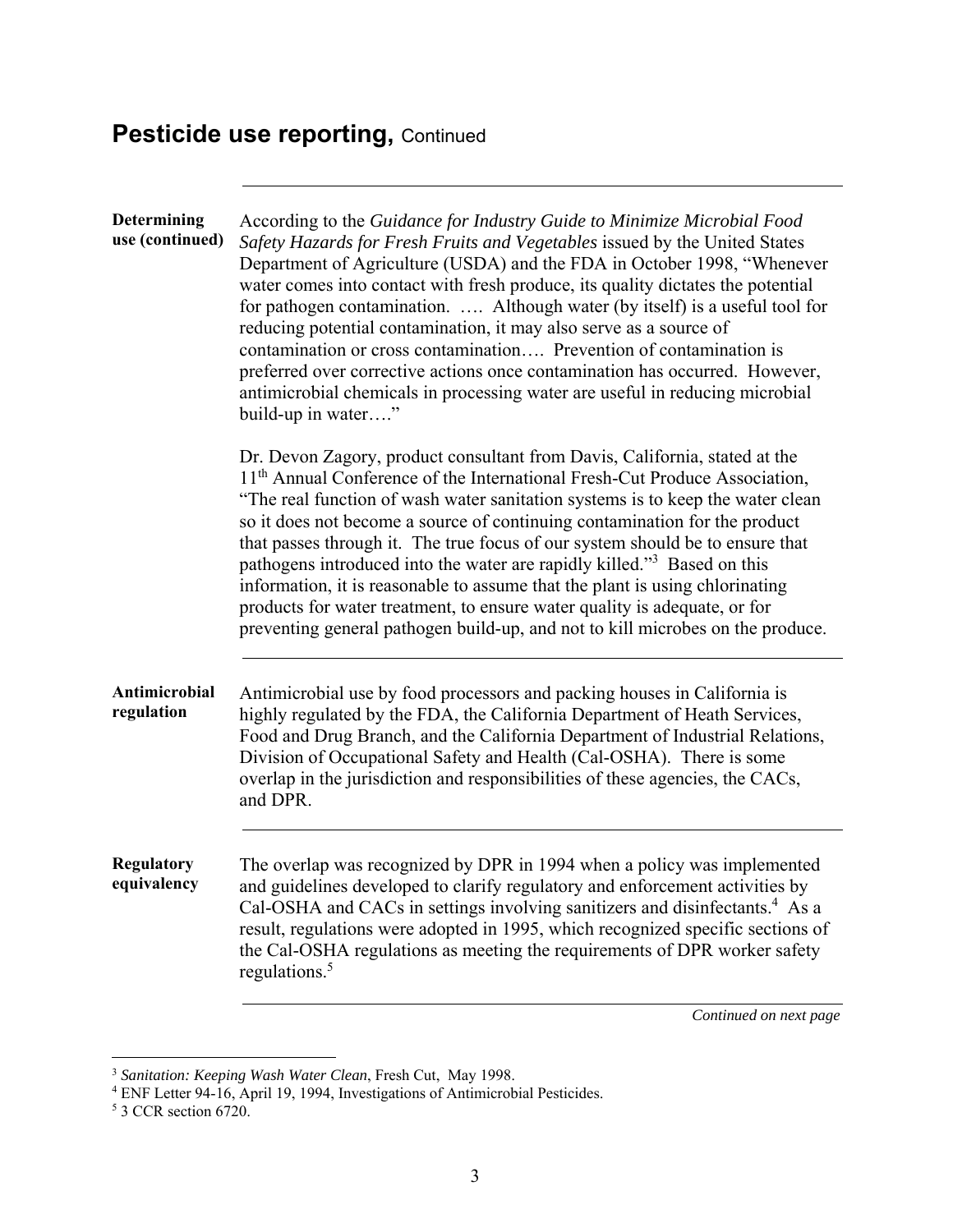## Pesticide use reporting, Continued

**Determining use (continued)**

According to the *Guidance for Industry Guide to Minimize Microbial Food Safety Hazards for Fresh Fruits and Vegetables* issued by the United States Department of Agriculture (USDA) and the FDA in October 1998, "Whenever water comes into contact with fresh produce, its quality dictates the potential for pathogen contamination. …. Although water (by itself) is a useful tool for reducing potential contamination, it may also serve as a source of contamination or cross contamination…. Prevention of contamination is preferred over corrective actions once contamination has occurred. However, antimicrobial chemicals in processing water are useful in reducing microbial build-up in water…."

Dr. Devon Zagory, product consultant from Davis, California, stated at the 11th Annual Conference of the International Fresh-Cut Produce Association, "The real function of wash water sanitation systems is to keep the water clean so it does not become a source of continuing contamination for the product that passes through it. The true focus of our system should be to ensure that pathogens introduced into the water are rapidly killed."[3] Based on this information, it is reasonable to assume that the plant is using chlorinating products for water treatment, to ensure water quality is adequate, or for preventing general pathogen build-up, and not to kill microbes on the produce.

**Antimicrobial regulation**

Antimicrobial use by food processors and packing houses in California is highly regulated by the FDA, the California Department of Heath Services, Food and Drug Branch, and the California Department of Industrial Relations, Division of Occupational Safety and Health (Cal-OSHA). There is some overlap in the jurisdiction and responsibilities of these agencies, the CACs, and DPR.

**Regulatory equivalency**

The overlap was recognized by DPR in 1994 when a policy was implemented and guidelines developed to clarify regulatory and enforcement activities by Cal-OSHA and CACs in settings involving sanitizers and disinfectants.[4] As a result, regulations were adopted in 1995, which recognized specific sections of the Cal-OSHA regulations as meeting the requirements of DPR worker safety regulations.[5]

*Continued on next page*

---

[3] *Sanitation: Keeping Wash Water Clean*, Fresh Cut, May 1998.

[4] ENF Letter 94-16, April 19, 1994, Investigations of Antimicrobial Pesticides.

[5] 3 CCR section 6720.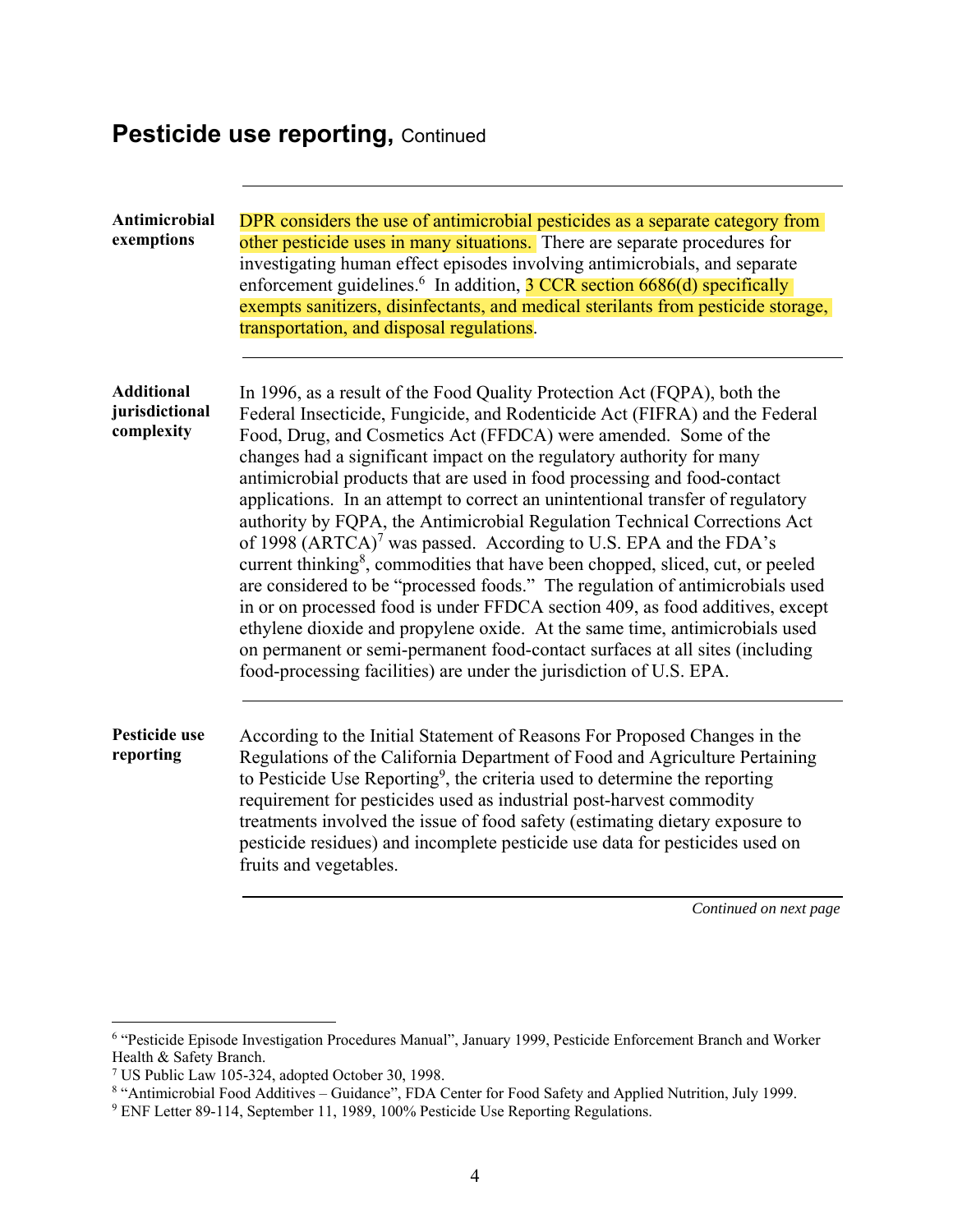## Pesticide use reporting, Continued

---

**Antimicrobial exemptions**

DPR considers the use of antimicrobial pesticides as a separate category from other pesticide uses in many situations. There are separate procedures for investigating human effect episodes involving antimicrobials, and separate enforcement guidelines.[6] In addition, 3 CCR section 6686(d) specifically exempts sanitizers, disinfectants, and medical sterilants from pesticide storage, transportation, and disposal regulations.

---

**Additional jurisdictional complexity**

In 1996, as a result of the Food Quality Protection Act (FQPA), both the Federal Insecticide, Fungicide, and Rodenticide Act (FIFRA) and the Federal Food, Drug, and Cosmetics Act (FFDCA) were amended. Some of the changes had a significant impact on the regulatory authority for many antimicrobial products that are used in food processing and food-contact applications. In an attempt to correct an unintentional transfer of regulatory authority by FQPA, the Antimicrobial Regulation Technical Corrections Act of 1998 (ARTCA)[7] was passed. According to U.S. EPA and the FDA's current thinking[8], commodities that have been chopped, sliced, cut, or peeled are considered to be "processed foods." The regulation of antimicrobials used in or on processed food is under FFDCA section 409, as food additives, except ethylene dioxide and propylene oxide. At the same time, antimicrobials used on permanent or semi-permanent food-contact surfaces at all sites (including food-processing facilities) are under the jurisdiction of U.S. EPA.

---

**Pesticide use reporting**

According to the Initial Statement of Reasons For Proposed Changes in the Regulations of the California Department of Food and Agriculture Pertaining to Pesticide Use Reporting[9], the criteria used to determine the reporting requirement for pesticides used as industrial post-harvest commodity treatments involved the issue of food safety (estimating dietary exposure to pesticide residues) and incomplete pesticide use data for pesticides used on fruits and vegetables.

---

*Continued on next page*

[6] "Pesticide Episode Investigation Procedures Manual", January 1999, Pesticide Enforcement Branch and Worker Health & Safety Branch.
[7] US Public Law 105-324, adopted October 30, 1998.
[8] "Antimicrobial Food Additives – Guidance", FDA Center for Food Safety and Applied Nutrition, July 1999.
[9] ENF Letter 89-114, September 11, 1989, 100% Pesticide Use Reporting Regulations.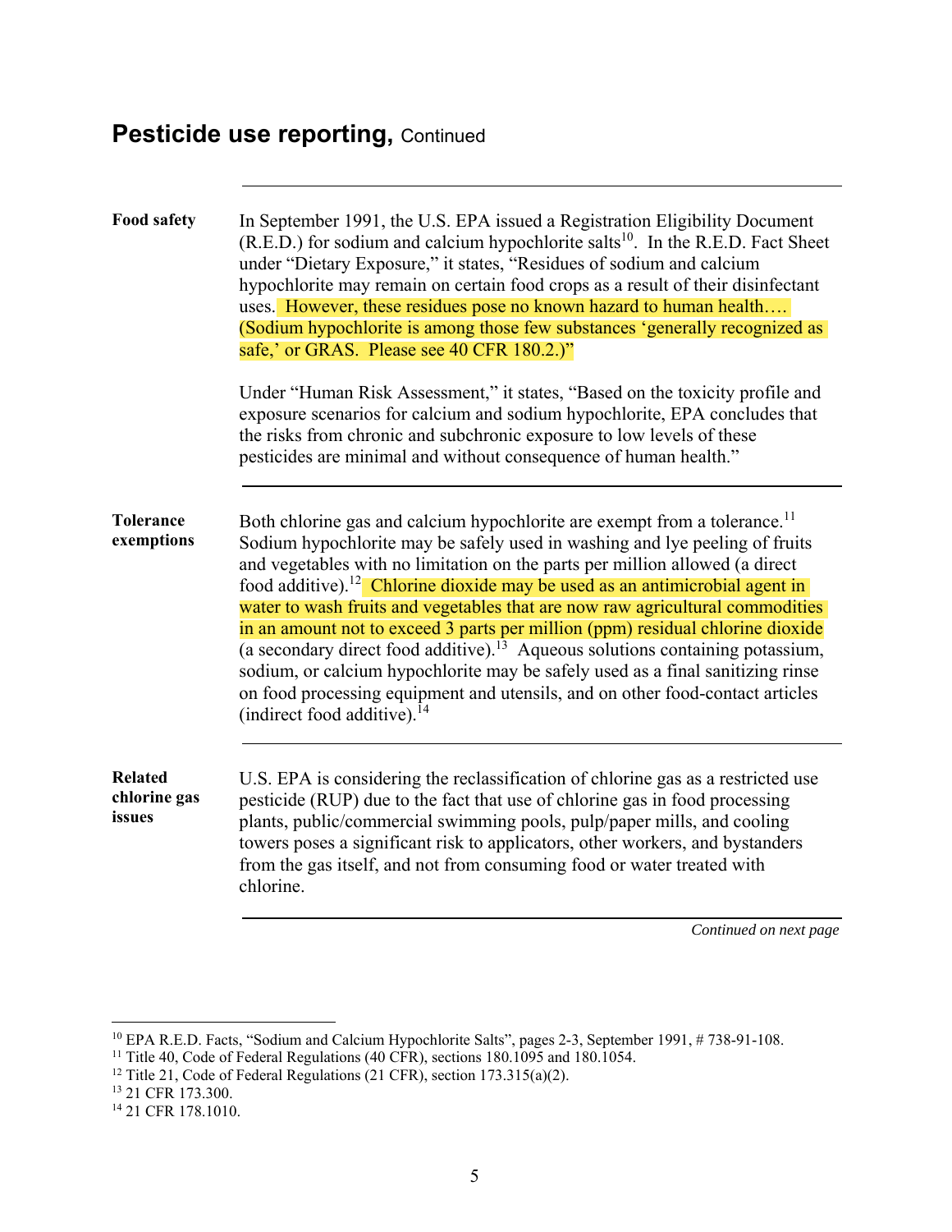## Pesticide use reporting, Continued

**Food safety**

In September 1991, the U.S. EPA issued a Registration Eligibility Document (R.E.D.) for sodium and calcium hypochlorite salts[10]. In the R.E.D. Fact Sheet under "Dietary Exposure," it states, "Residues of sodium and calcium hypochlorite may remain on certain food crops as a result of their disinfectant uses. However, these residues pose no known hazard to human health…. (Sodium hypochlorite is among those few substances 'generally recognized as safe,' or GRAS. Please see 40 CFR 180.2.)"

Under "Human Risk Assessment," it states, "Based on the toxicity profile and exposure scenarios for calcium and sodium hypochlorite, EPA concludes that the risks from chronic and subchronic exposure to low levels of these pesticides are minimal and without consequence of human health."

**Tolerance exemptions**

Both chlorine gas and calcium hypochlorite are exempt from a tolerance.[11] Sodium hypochlorite may be safely used in washing and lye peeling of fruits and vegetables with no limitation on the parts per million allowed (a direct food additive).[12] Chlorine dioxide may be used as an antimicrobial agent in water to wash fruits and vegetables that are now raw agricultural commodities in an amount not to exceed 3 parts per million (ppm) residual chlorine dioxide (a secondary direct food additive).[13] Aqueous solutions containing potassium, sodium, or calcium hypochlorite may be safely used as a final sanitizing rinse on food processing equipment and utensils, and on other food-contact articles (indirect food additive).[14]

**Related chlorine gas issues**

U.S. EPA is considering the reclassification of chlorine gas as a restricted use pesticide (RUP) due to the fact that use of chlorine gas in food processing plants, public/commercial swimming pools, pulp/paper mills, and cooling towers poses a significant risk to applicators, other workers, and bystanders from the gas itself, and not from consuming food or water treated with chlorine.

*Continued on next page*

---

[10] EPA R.E.D. Facts, "Sodium and Calcium Hypochlorite Salts", pages 2-3, September 1991, # 738-91-108.

[11] Title 40, Code of Federal Regulations (40 CFR), sections 180.1095 and 180.1054.

[12] Title 21, Code of Federal Regulations (21 CFR), section 173.315(a)(2).

[13] 21 CFR 173.300.

[14] 21 CFR 178.1010.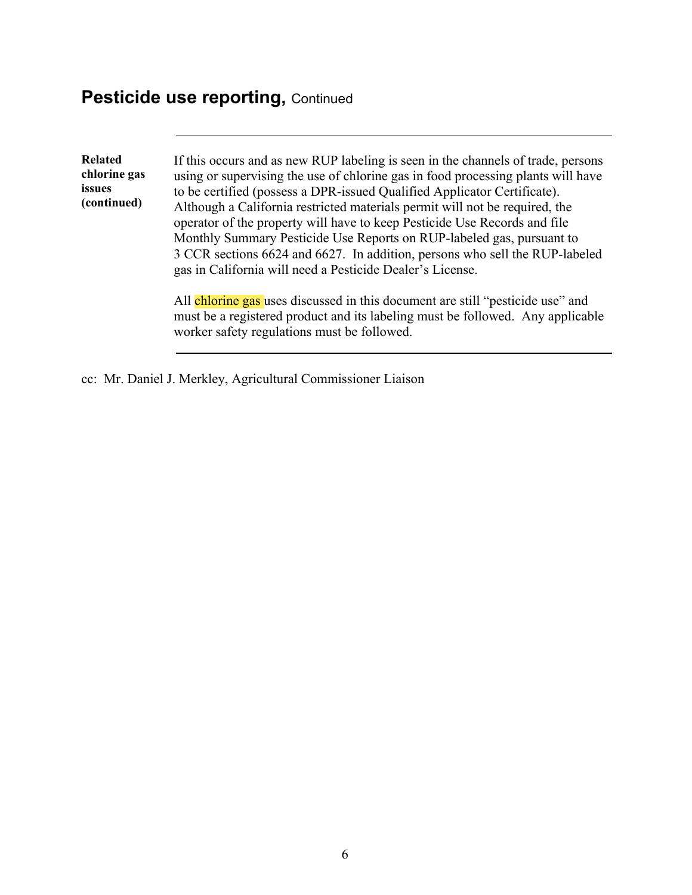## Pesticide use reporting, Continued

**Related chlorine gas issues (continued)**

If this occurs and as new RUP labeling is seen in the channels of trade, persons using or supervising the use of chlorine gas in food processing plants will have to be certified (possess a DPR-issued Qualified Applicator Certificate). Although a California restricted materials permit will not be required, the operator of the property will have to keep Pesticide Use Records and file Monthly Summary Pesticide Use Reports on RUP-labeled gas, pursuant to 3 CCR sections 6624 and 6627. In addition, persons who sell the RUP-labeled gas in California will need a Pesticide Dealer's License.

All chlorine gas uses discussed in this document are still "pesticide use" and must be a registered product and its labeling must be followed. Any applicable worker safety regulations must be followed.

cc: Mr. Daniel J. Merkley, Agricultural Commissioner Liaison